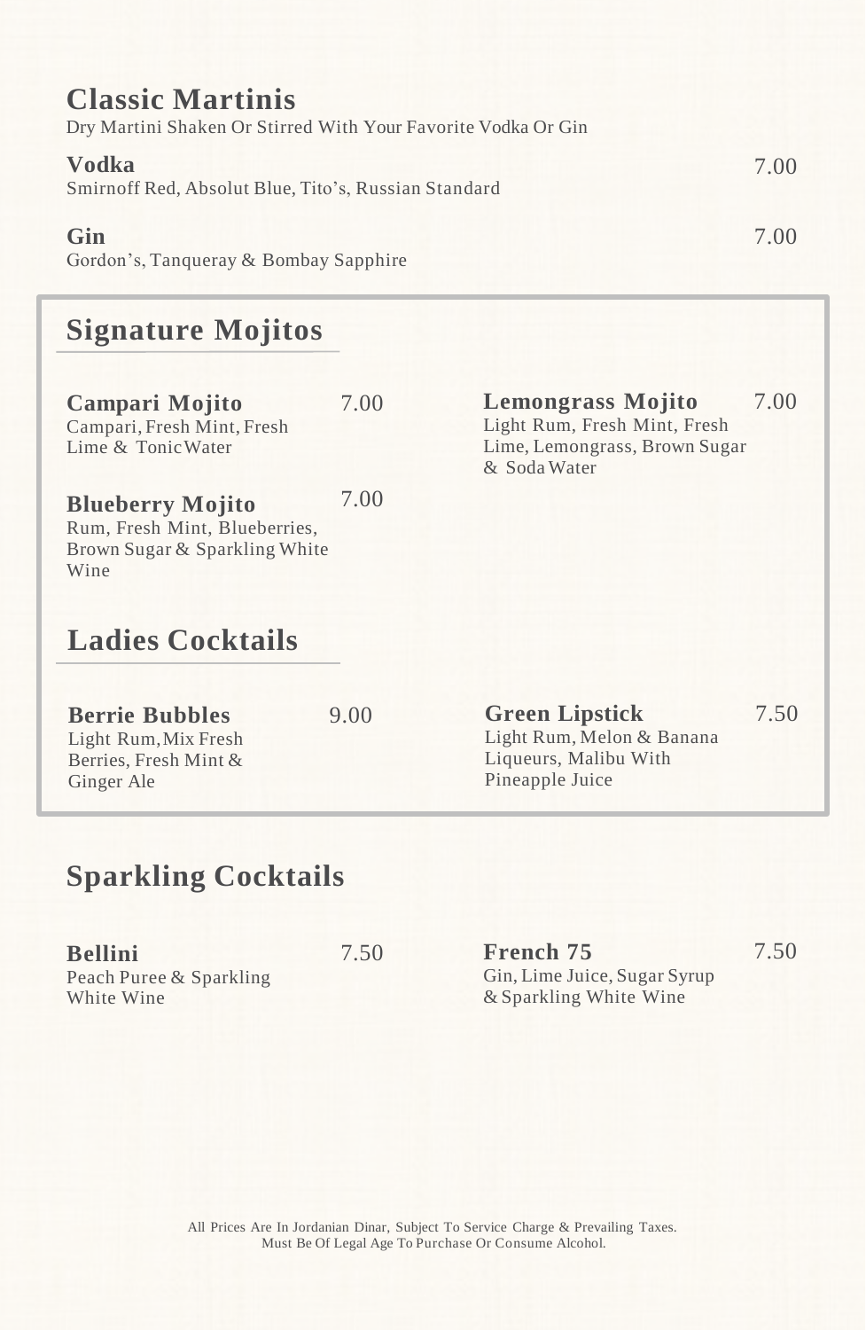## Classic Martinis

Dry Martini Shaken Or Stirred With Your Favorite Vodka Or Gin

**Vodka** 7.00
Smirnoff Red, Absolut Blue, Tito's, Russian Standard

**Gin** 7.00
Gordon's, Tanqueray & Bombay Sapphire

## Signature Mojitos

**Campari Mojito** 7.00
Campari, Fresh Mint, Fresh Lime & Tonic Water

**Blueberry Mojito** 7.00
Rum, Fresh Mint, Blueberries, Brown Sugar & Sparkling White Wine

**Lemongrass Mojito** 7.00
Light Rum, Fresh Mint, Fresh Lime, Lemongrass, Brown Sugar & Soda Water

## Ladies Cocktails

**Berrie Bubbles** 9.00
Light Rum, Mix Fresh Berries, Fresh Mint & Ginger Ale

**Green Lipstick** 7.50
Light Rum, Melon & Banana Liqueurs, Malibu With Pineapple Juice

## Sparkling Cocktails

**Bellini** 7.50
Peach Puree & Sparkling White Wine

**French 75** 7.50
Gin, Lime Juice, Sugar Syrup & Sparkling White Wine

All Prices Are In Jordanian Dinar, Subject To Service Charge & Prevailing Taxes.
Must Be Of Legal Age To Purchase Or Consume Alcohol.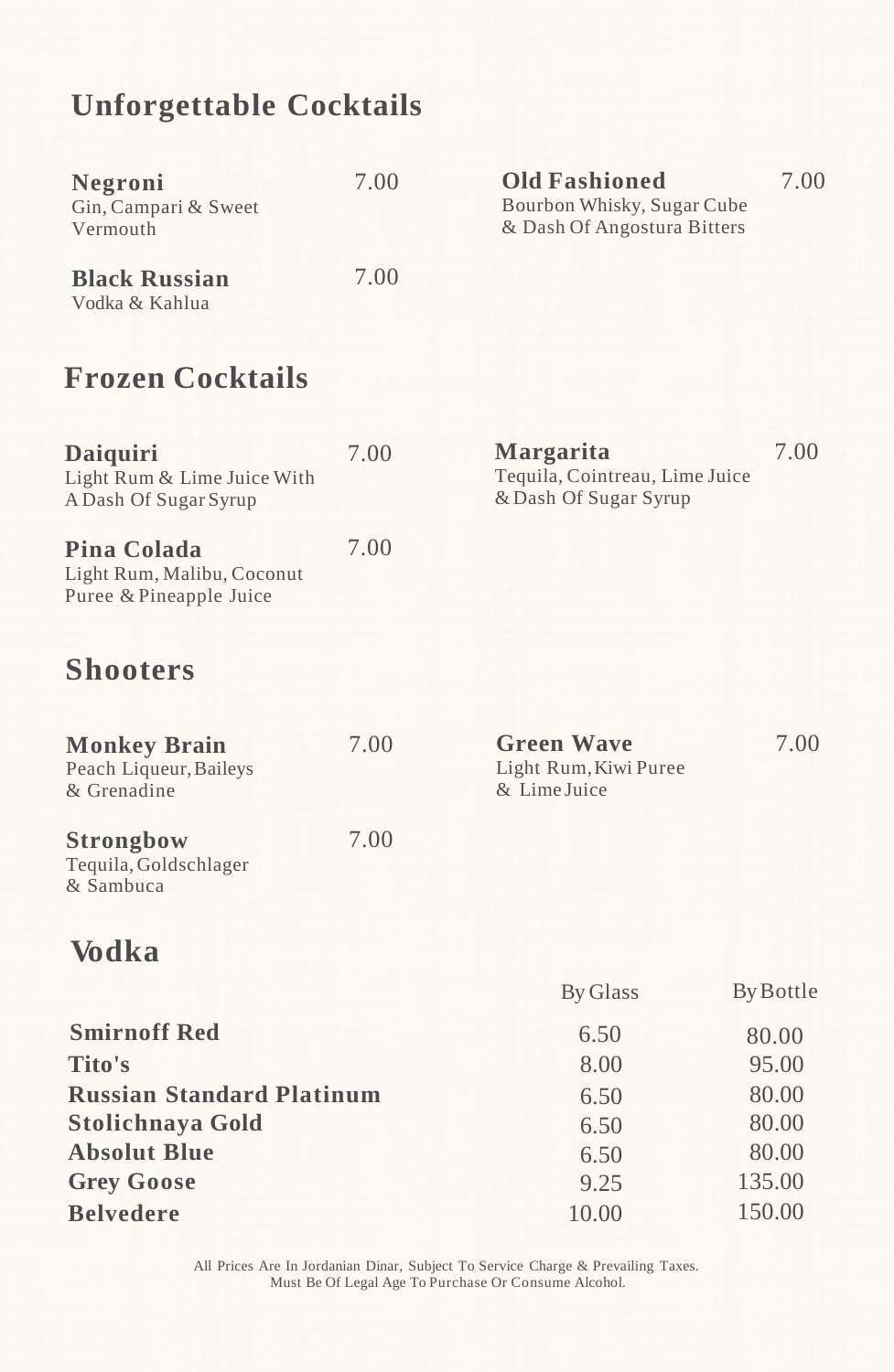## Unforgettable Cocktails

**Negroni** 7.00
Gin, Campari & Sweet Vermouth

**Old Fashioned** 7.00
Bourbon Whisky, Sugar Cube & Dash Of Angostura Bitters

**Black Russian** 7.00
Vodka & Kahlua

## Frozen Cocktails

**Daiquiri** 7.00
Light Rum & Lime Juice With A Dash Of Sugar Syrup

**Margarita** 7.00
Tequila, Cointreau, Lime Juice & Dash Of Sugar Syrup

**Pina Colada** 7.00
Light Rum, Malibu, Coconut Puree & Pineapple Juice

## Shooters

**Monkey Brain** 7.00
Peach Liqueur, Baileys & Grenadine

**Green Wave** 7.00
Light Rum, Kiwi Puree & Lime Juice

**Strongbow** 7.00
Tequila, Goldschlager & Sambuca

## Vodka

| | By Glass | By Bottle |
|---|---|---|
| **Smirnoff Red** | 6.50 | 80.00 |
| **Tito's** | 8.00 | 95.00 |
| **Russian Standard Platinum** | 6.50 | 80.00 |
| **Stolichnaya Gold** | 6.50 | 80.00 |
| **Absolut Blue** | 6.50 | 80.00 |
| **Grey Goose** | 9.25 | 135.00 |
| **Belvedere** | 10.00 | 150.00 |

All Prices Are In Jordanian Dinar, Subject To Service Charge & Prevailing Taxes.
Must Be Of Legal Age To Purchase Or Consume Alcohol.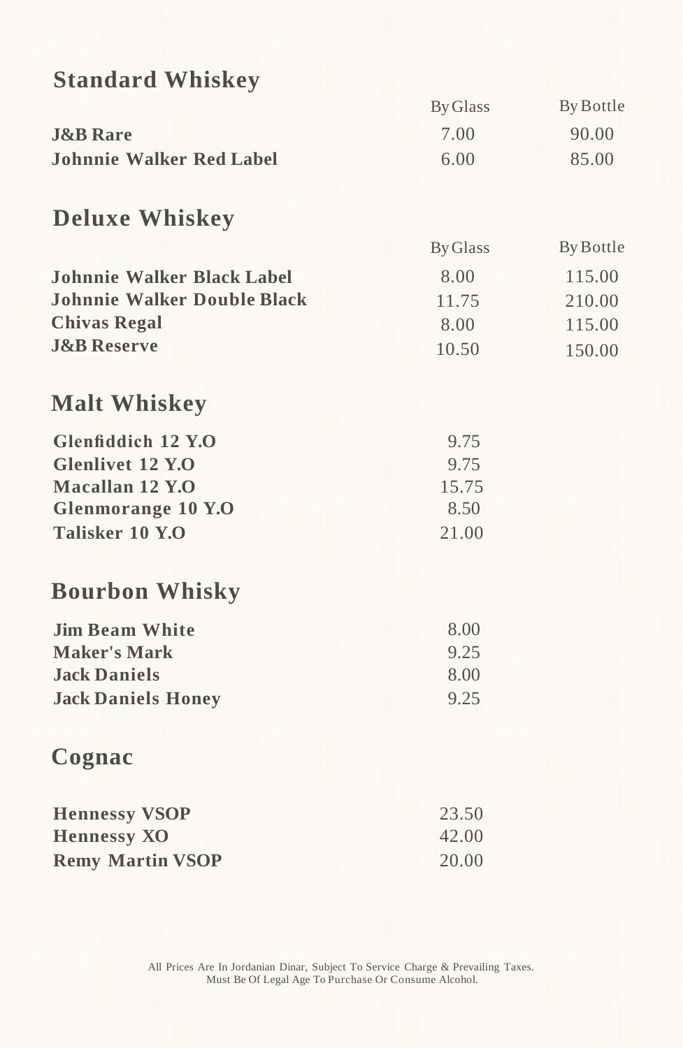## Standard Whiskey

| | By Glass | By Bottle |
|---|---|---|
| **J&B Rare** | 7.00 | 90.00 |
| **Johnnie Walker Red Label** | 6.00 | 85.00 |

## Deluxe Whiskey

| | By Glass | By Bottle |
|---|---|---|
| **Johnnie Walker Black Label** | 8.00 | 115.00 |
| **Johnnie Walker Double Black** | 11.75 | 210.00 |
| **Chivas Regal** | 8.00 | 115.00 |
| **J&B Reserve** | 10.50 | 150.00 |

## Malt Whiskey

| | |
|---|---|
| **Glenfiddich 12 Y.O** | 9.75 |
| **Glenlivet 12 Y.O** | 9.75 |
| **Macallan 12 Y.O** | 15.75 |
| **Glenmorange 10 Y.O** | 8.50 |
| **Talisker 10 Y.O** | 21.00 |

## Bourbon Whisky

| | |
|---|---|
| **Jim Beam White** | 8.00 |
| **Maker's Mark** | 9.25 |
| **Jack Daniels** | 8.00 |
| **Jack Daniels Honey** | 9.25 |

## Cognac

| | |
|---|---|
| **Hennessy VSOP** | 23.50 |
| **Hennessy XO** | 42.00 |
| **Remy Martin VSOP** | 20.00 |

All Prices Are In Jordanian Dinar, Subject To Service Charge & Prevailing Taxes.
Must Be Of Legal Age To Purchase Or Consume Alcohol.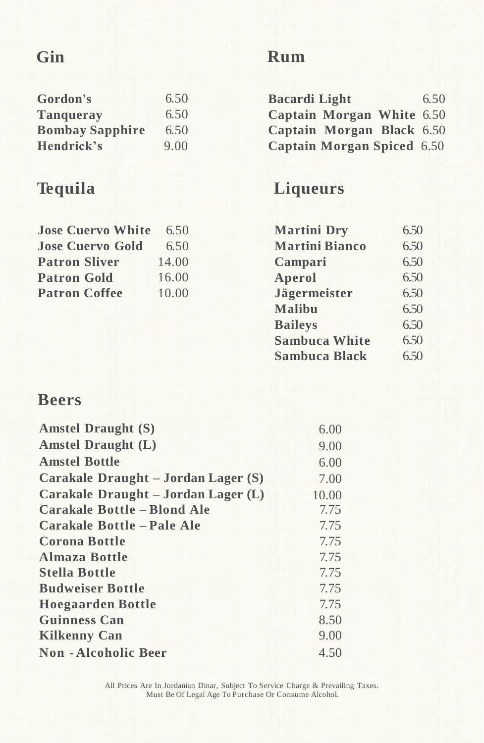## Gin

| | |
|---|---|
| **Gordon's** | 6.50 |
| **Tanqueray** | 6.50 |
| **Bombay Sapphire** | 6.50 |
| **Hendrick's** | 9.00 |

## Rum

| | |
|---|---|
| **Bacardi Light** | 6.50 |
| **Captain Morgan White** | 6.50 |
| **Captain Morgan Black** | 6.50 |
| **Captain Morgan Spiced** | 6.50 |

## Tequila

| | |
|---|---|
| **Jose Cuervo White** | 6.50 |
| **Jose Cuervo Gold** | 6.50 |
| **Patron Sliver** | 14.00 |
| **Patron Gold** | 16.00 |
| **Patron Coffee** | 10.00 |

## Liqueurs

| | |
|---|---|
| **Martini Dry** | 6.50 |
| **Martini Bianco** | 6.50 |
| **Campari** | 6.50 |
| **Aperol** | 6.50 |
| **Jägermeister** | 6.50 |
| **Malibu** | 6.50 |
| **Baileys** | 6.50 |
| **Sambuca White** | 6.50 |
| **Sambuca Black** | 6.50 |

## Beers

| | |
|---|---|
| **Amstel Draught (S)** | 6.00 |
| **Amstel Draught (L)** | 9.00 |
| **Amstel Bottle** | 6.00 |
| **Carakale Draught – Jordan Lager (S)** | 7.00 |
| **Carakale Draught – Jordan Lager (L)** | 10.00 |
| **Carakale Bottle – Blond Ale** | 7.75 |
| **Carakale Bottle – Pale Ale** | 7.75 |
| **Corona Bottle** | 7.75 |
| **Almaza Bottle** | 7.75 |
| **Stella Bottle** | 7.75 |
| **Budweiser Bottle** | 7.75 |
| **Hoegaarden Bottle** | 7.75 |
| **Guinness Can** | 8.50 |
| **Kilkenny Can** | 9.00 |
| **Non - Alcoholic Beer** | 4.50 |

All Prices Are In Jordanian Dinar, Subject To Service Charge & Prevailing Taxes.
Must Be Of Legal Age To Purchase Or Consume Alcohol.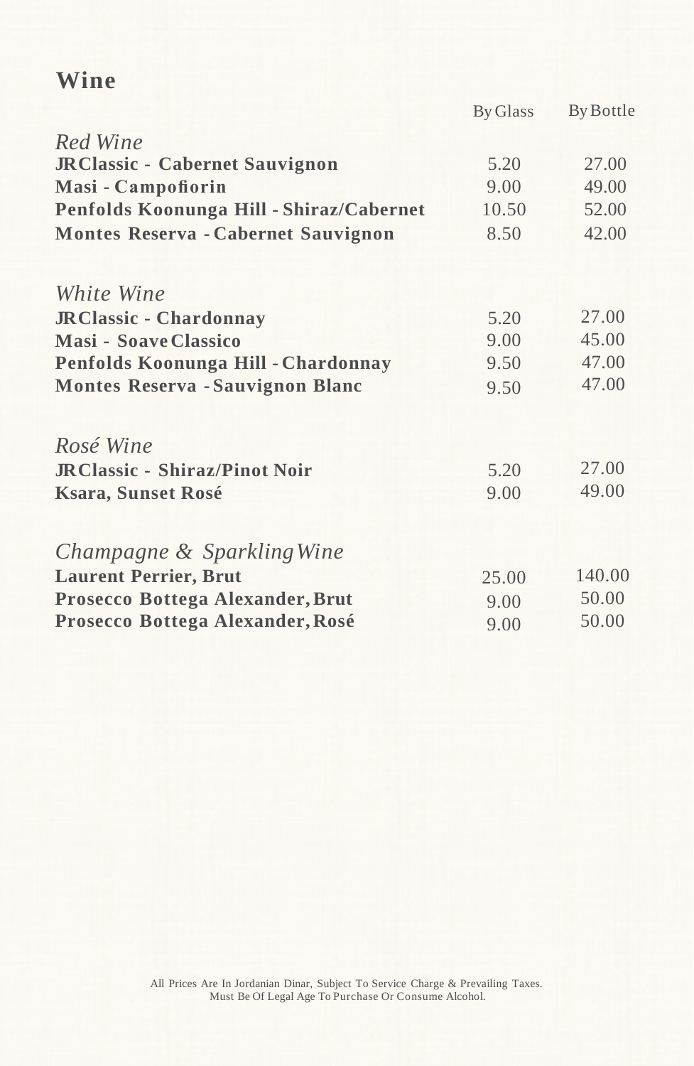# Wine

| | By Glass | By Bottle |
|---|---|---|
| *Red Wine* | | |
| **JR Classic - Cabernet Sauvignon** | 5.20 | 27.00 |
| **Masi - Campofiorin** | 9.00 | 49.00 |
| **Penfolds Koonunga Hill - Shiraz/Cabernet** | 10.50 | 52.00 |
| **Montes Reserva - Cabernet Sauvignon** | 8.50 | 42.00 |
| *White Wine* | | |
| **JR Classic - Chardonnay** | 5.20 | 27.00 |
| **Masi - Soave Classico** | 9.00 | 45.00 |
| **Penfolds Koonunga Hill - Chardonnay** | 9.50 | 47.00 |
| **Montes Reserva - Sauvignon Blanc** | 9.50 | 47.00 |
| *Rosé Wine* | | |
| **JR Classic - Shiraz/Pinot Noir** | 5.20 | 27.00 |
| **Ksara, Sunset Rosé** | 9.00 | 49.00 |
| *Champagne & Sparkling Wine* | | |
| **Laurent Perrier, Brut** | 25.00 | 140.00 |
| **Prosecco Bottega Alexander, Brut** | 9.00 | 50.00 |
| **Prosecco Bottega Alexander, Rosé** | 9.00 | 50.00 |

All Prices Are In Jordanian Dinar, Subject To Service Charge & Prevailing Taxes.
Must Be Of Legal Age To Purchase Or Consume Alcohol.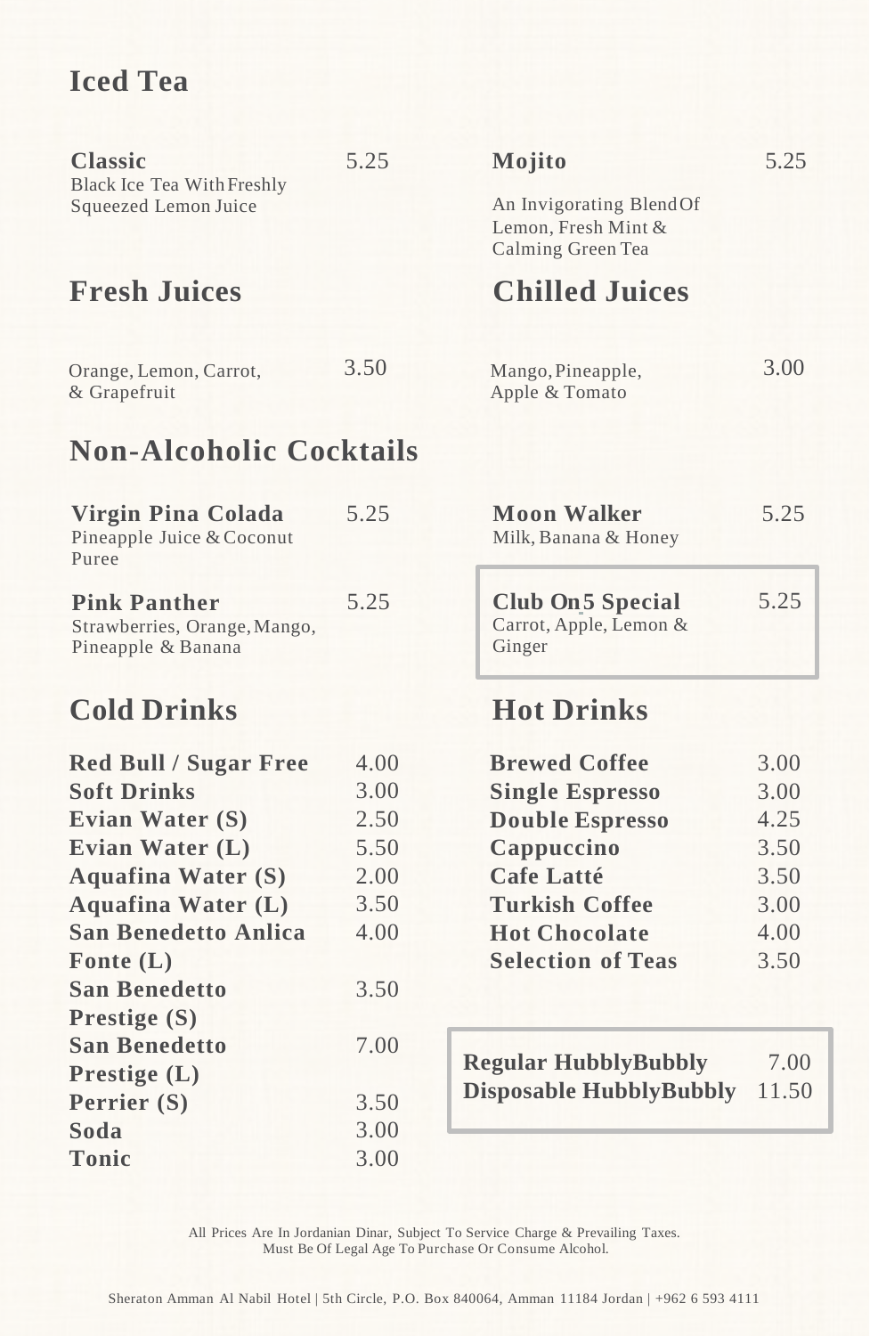## Iced Tea

**Classic** 5.25
Black Ice Tea With Freshly Squeezed Lemon Juice

**Mojito** 5.25
An Invigorating Blend Of Lemon, Fresh Mint & Calming Green Tea

## Fresh Juices

Orange, Lemon, Carrot, & Grapefruit 3.50

## Chilled Juices

Mango, Pineapple, Apple & Tomato 3.00

## Non-Alcoholic Cocktails

**Virgin Pina Colada** 5.25
Pineapple Juice & Coconut Puree

**Pink Panther** 5.25
Strawberries, Orange, Mango, Pineapple & Banana

**Moon Walker** 5.25
Milk, Banana & Honey

**Club On5 Special** 5.25
Carrot, Apple, Lemon & Ginger

## Cold Drinks

| | |
|---|---|
| **Red Bull / Sugar Free** | 4.00 |
| **Soft Drinks** | 3.00 |
| **Evian Water (S)** | 2.50 |
| **Evian Water (L)** | 5.50 |
| **Aquafina Water (S)** | 2.00 |
| **Aquafina Water (L)** | 3.50 |
| **San Benedetto Anlica Fonte (L)** | 4.00 |
| **San Benedetto Prestige (S)** | 3.50 |
| **San Benedetto Prestige (L)** | 7.00 |
| **Perrier (S)** | 3.50 |
| **Soda** | 3.00 |
| **Tonic** | 3.00 |

## Hot Drinks

| | |
|---|---|
| **Brewed Coffee** | 3.00 |
| **Single Espresso** | 3.00 |
| **Double Espresso** | 4.25 |
| **Cappuccino** | 3.50 |
| **Cafe Latté** | 3.50 |
| **Turkish Coffee** | 3.00 |
| **Hot Chocolate** | 4.00 |
| **Selection of Teas** | 3.50 |

| | |
|---|---|
| **Regular HubblyBubbly** | 7.00 |
| **Disposable HubblyBubbly** | 11.50 |

All Prices Are In Jordanian Dinar, Subject To Service Charge & Prevailing Taxes.
Must Be Of Legal Age To Purchase Or Consume Alcohol.

Sheraton Amman Al Nabil Hotel | 5th Circle, P.O. Box 840064, Amman 11184 Jordan | +962 6 593 4111